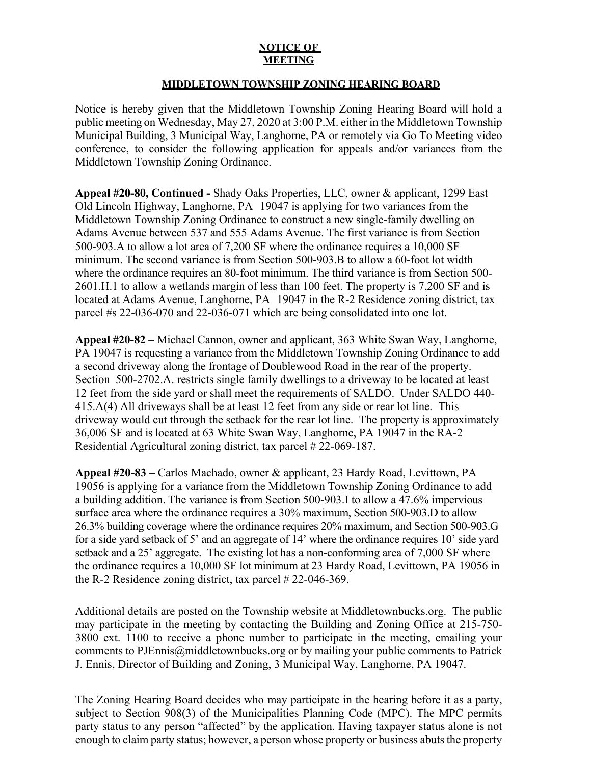**NOTICE OF MEETING**

**MIDDLETOWN TOWNSHIP ZONING HEARING BOARD**

Notice is hereby given that the Middletown Township Zoning Hearing Board will hold a public meeting on Wednesday, May 27, 2020 at 3:00 P.M. either in the Middletown Township Municipal Building, 3 Municipal Way, Langhorne, PA or remotely via Go To Meeting video conference, to consider the following application for appeals and/or variances from the Middletown Township Zoning Ordinance.

**Appeal #20-80, Continued -** Shady Oaks Properties, LLC, owner & applicant, 1299 East Old Lincoln Highway, Langhorne, PA 19047 is applying for two variances from the Middletown Township Zoning Ordinance to construct a new single-family dwelling on Adams Avenue between 537 and 555 Adams Avenue. The first variance is from Section 500-903.A to allow a lot area of 7,200 SF where the ordinance requires a 10,000 SF minimum. The second variance is from Section 500-903.B to allow a 60-foot lot width where the ordinance requires an 80-foot minimum. The third variance is from Section 500-2601.H.1 to allow a wetlands margin of less than 100 feet. The property is 7,200 SF and is located at Adams Avenue, Langhorne, PA 19047 in the R-2 Residence zoning district, tax parcel #s 22-036-070 and 22-036-071 which are being consolidated into one lot.

**Appeal #20-82 –** Michael Cannon, owner and applicant, 363 White Swan Way, Langhorne, PA 19047 is requesting a variance from the Middletown Township Zoning Ordinance to add a second driveway along the frontage of Doublewood Road in the rear of the property. Section 500-2702.A. restricts single family dwellings to a driveway to be located at least 12 feet from the side yard or shall meet the requirements of SALDO. Under SALDO 440-415.A(4) All driveways shall be at least 12 feet from any side or rear lot line. This driveway would cut through the setback for the rear lot line. The property is approximately 36,006 SF and is located at 63 White Swan Way, Langhorne, PA 19047 in the RA-2 Residential Agricultural zoning district, tax parcel # 22-069-187.

**Appeal #20-83 –** Carlos Machado, owner & applicant, 23 Hardy Road, Levittown, PA 19056 is applying for a variance from the Middletown Township Zoning Ordinance to add a building addition. The variance is from Section 500-903.I to allow a 47.6% impervious surface area where the ordinance requires a 30% maximum, Section 500-903.D to allow 26.3% building coverage where the ordinance requires 20% maximum, and Section 500-903.G for a side yard setback of 5' and an aggregate of 14' where the ordinance requires 10' side yard setback and a 25' aggregate. The existing lot has a non-conforming area of 7,000 SF where the ordinance requires a 10,000 SF lot minimum at 23 Hardy Road, Levittown, PA 19056 in the R-2 Residence zoning district, tax parcel # 22-046-369.

Additional details are posted on the Township website at Middletownbucks.org. The public may participate in the meeting by contacting the Building and Zoning Office at 215-750-3800 ext. 1100 to receive a phone number to participate in the meeting, emailing your comments to PJEnnis@middletownbucks.org or by mailing your public comments to Patrick J. Ennis, Director of Building and Zoning, 3 Municipal Way, Langhorne, PA 19047.

The Zoning Hearing Board decides who may participate in the hearing before it as a party, subject to Section 908(3) of the Municipalities Planning Code (MPC). The MPC permits party status to any person "affected" by the application. Having taxpayer status alone is not enough to claim party status; however, a person whose property or business abuts the property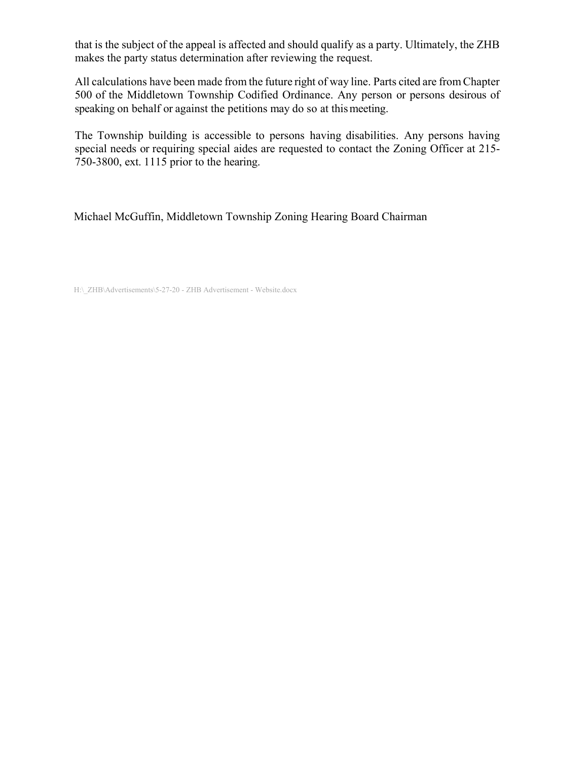that is the subject of the appeal is affected and should qualify as a party. Ultimately, the ZHB makes the party status determination after reviewing the request.

All calculations have been made from the future right of way line. Parts cited are from Chapter 500 of the Middletown Township Codified Ordinance. Any person or persons desirous of speaking on behalf or against the petitions may do so at this meeting.

The Township building is accessible to persons having disabilities. Any persons having special needs or requiring special aides are requested to contact the Zoning Officer at 215-750-3800, ext. 1115 prior to the hearing.

Michael McGuffin, Middletown Township Zoning Hearing Board Chairman

H:\_ZHB\Advertisements\5-27-20 - ZHB Advertisement - Website.docx